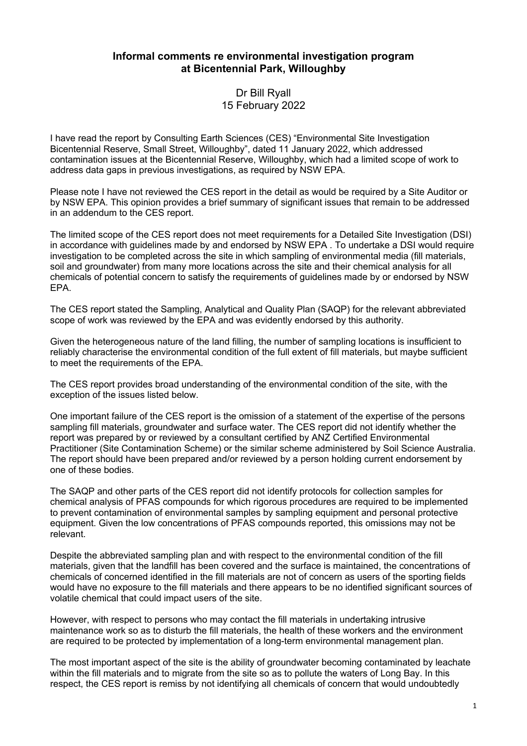# Informal comments re environmental investigation program at Bicentennial Park, Willoughby

Dr Bill Ryall
15 February 2022

I have read the report by Consulting Earth Sciences (CES) "Environmental Site Investigation Bicentennial Reserve, Small Street, Willoughby", dated 11 January 2022, which addressed contamination issues at the Bicentennial Reserve, Willoughby, which had a limited scope of work to address data gaps in previous investigations, as required by NSW EPA.

Please note I have not reviewed the CES report in the detail as would be required by a Site Auditor or by NSW EPA. This opinion provides a brief summary of significant issues that remain to be addressed in an addendum to the CES report.

The limited scope of the CES report does not meet requirements for a Detailed Site Investigation (DSI) in accordance with guidelines made by and endorsed by NSW EPA . To undertake a DSI would require investigation to be completed across the site in which sampling of environmental media (fill materials, soil and groundwater) from many more locations across the site and their chemical analysis for all chemicals of potential concern to satisfy the requirements of guidelines made by or endorsed by NSW EPA.

The CES report stated the Sampling, Analytical and Quality Plan (SAQP) for the relevant abbreviated scope of work was reviewed by the EPA and was evidently endorsed by this authority.

Given the heterogeneous nature of the land filling, the number of sampling locations is insufficient to reliably characterise the environmental condition of the full extent of fill materials, but maybe sufficient to meet the requirements of the EPA.

The CES report provides broad understanding of the environmental condition of the site, with the exception of the issues listed below.

One important failure of the CES report is the omission of a statement of the expertise of the persons sampling fill materials, groundwater and surface water. The CES report did not identify whether the report was prepared by or reviewed by a consultant certified by ANZ Certified Environmental Practitioner (Site Contamination Scheme) or the similar scheme administered by Soil Science Australia. The report should have been prepared and/or reviewed by a person holding current endorsement by one of these bodies.

The SAQP and other parts of the CES report did not identify protocols for collection samples for chemical analysis of PFAS compounds for which rigorous procedures are required to be implemented to prevent contamination of environmental samples by sampling equipment and personal protective equipment. Given the low concentrations of PFAS compounds reported, this omissions may not be relevant.

Despite the abbreviated sampling plan and with respect to the environmental condition of the fill materials, given that the landfill has been covered and the surface is maintained, the concentrations of chemicals of concerned identified in the fill materials are not of concern as users of the sporting fields would have no exposure to the fill materials and there appears to be no identified significant sources of volatile chemical that could impact users of the site.

However, with respect to persons who may contact the fill materials in undertaking intrusive maintenance work so as to disturb the fill materials, the health of these workers and the environment are required to be protected by implementation of a long-term environmental management plan.

The most important aspect of the site is the ability of groundwater becoming contaminated by leachate within the fill materials and to migrate from the site so as to pollute the waters of Long Bay. In this respect, the CES report is remiss by not identifying all chemicals of concern that would undoubtedly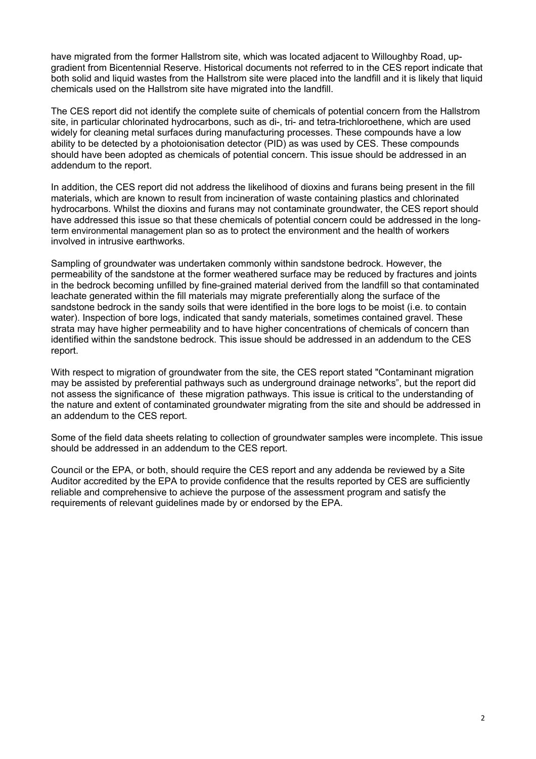have migrated from the former Hallstrom site, which was located adjacent to Willoughby Road, up-gradient from Bicentennial Reserve. Historical documents not referred to in the CES report indicate that both solid and liquid wastes from the Hallstrom site were placed into the landfill and it is likely that liquid chemicals used on the Hallstrom site have migrated into the landfill.

The CES report did not identify the complete suite of chemicals of potential concern from the Hallstrom site, in particular chlorinated hydrocarbons, such as di-, tri- and tetra-trichloroethene, which are used widely for cleaning metal surfaces during manufacturing processes. These compounds have a low ability to be detected by a photoionisation detector (PID) as was used by CES. These compounds should have been adopted as chemicals of potential concern. This issue should be addressed in an addendum to the report.

In addition, the CES report did not address the likelihood of dioxins and furans being present in the fill materials, which are known to result from incineration of waste containing plastics and chlorinated hydrocarbons. Whilst the dioxins and furans may not contaminate groundwater, the CES report should have addressed this issue so that these chemicals of potential concern could be addressed in the long-term environmental management plan so as to protect the environment and the health of workers involved in intrusive earthworks.

Sampling of groundwater was undertaken commonly within sandstone bedrock. However, the permeability of the sandstone at the former weathered surface may be reduced by fractures and joints in the bedrock becoming unfilled by fine-grained material derived from the landfill so that contaminated leachate generated within the fill materials may migrate preferentially along the surface of the sandstone bedrock in the sandy soils that were identified in the bore logs to be moist (i.e. to contain water). Inspection of bore logs, indicated that sandy materials, sometimes contained gravel. These strata may have higher permeability and to have higher concentrations of chemicals of concern than identified within the sandstone bedrock. This issue should be addressed in an addendum to the CES report.

With respect to migration of groundwater from the site, the CES report stated "Contaminant migration may be assisted by preferential pathways such as underground drainage networks", but the report did not assess the significance of these migration pathways. This issue is critical to the understanding of the nature and extent of contaminated groundwater migrating from the site and should be addressed in an addendum to the CES report.

Some of the field data sheets relating to collection of groundwater samples were incomplete. This issue should be addressed in an addendum to the CES report.

Council or the EPA, or both, should require the CES report and any addenda be reviewed by a Site Auditor accredited by the EPA to provide confidence that the results reported by CES are sufficiently reliable and comprehensive to achieve the purpose of the assessment program and satisfy the requirements of relevant guidelines made by or endorsed by the EPA.